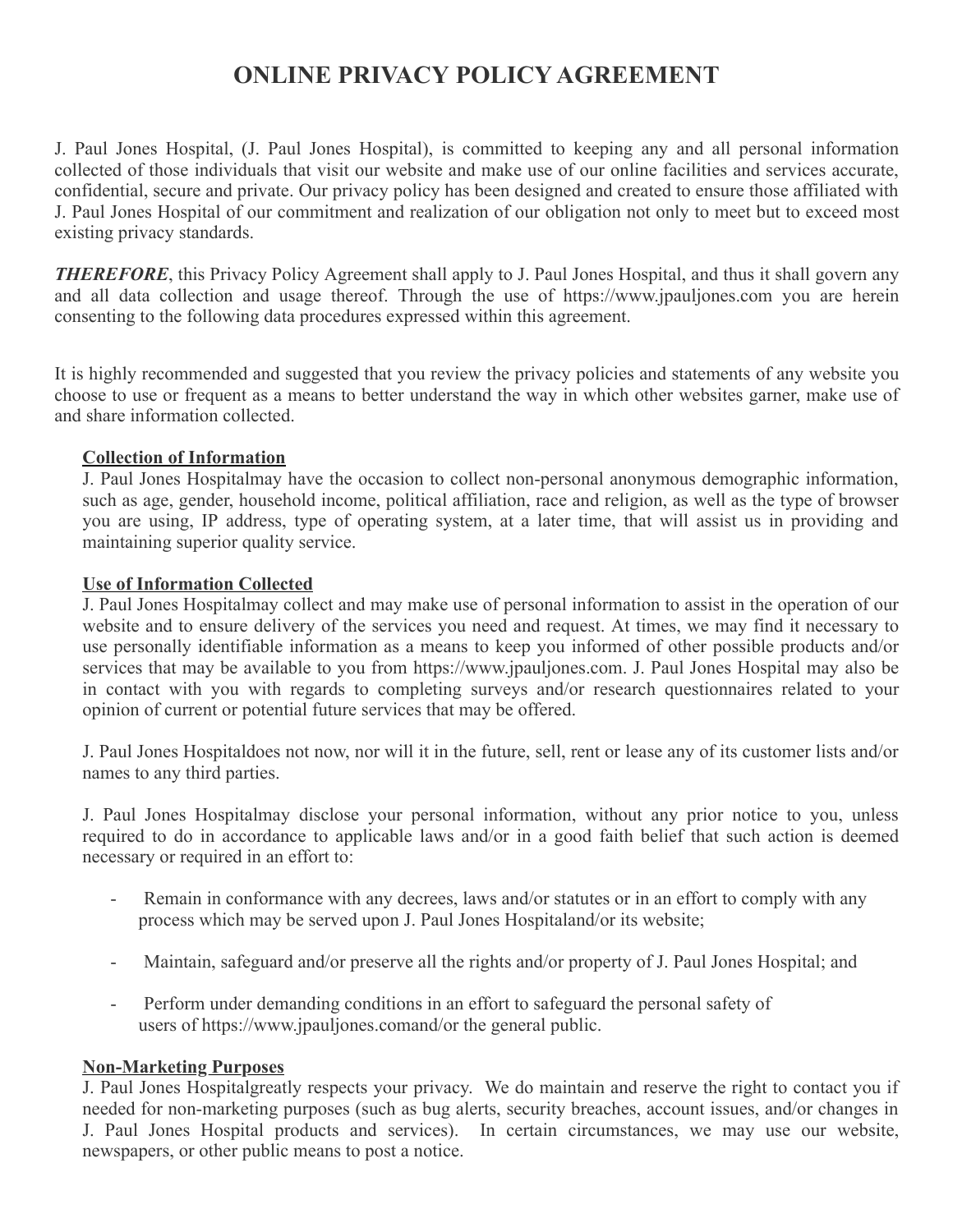# ONLINE PRIVACY POLICY AGREEMENT

J. Paul Jones Hospital, (J. Paul Jones Hospital), is committed to keeping any and all personal information collected of those individuals that visit our website and make use of our online facilities and services accurate, confidential, secure and private. Our privacy policy has been designed and created to ensure those affiliated with J. Paul Jones Hospital of our commitment and realization of our obligation not only to meet but to exceed most existing privacy standards.

***THEREFORE***, this Privacy Policy Agreement shall apply to J. Paul Jones Hospital, and thus it shall govern any and all data collection and usage thereof. Through the use of https://www.jpauljones.com you are herein consenting to the following data procedures expressed within this agreement.

It is highly recommended and suggested that you review the privacy policies and statements of any website you choose to use or frequent as a means to better understand the way in which other websites garner, make use of and share information collected.

## Collection of Information

J. Paul Jones Hospitalmay have the occasion to collect non-personal anonymous demographic information, such as age, gender, household income, political affiliation, race and religion, as well as the type of browser you are using, IP address, type of operating system, at a later time, that will assist us in providing and maintaining superior quality service.

## Use of Information Collected

J. Paul Jones Hospitalmay collect and may make use of personal information to assist in the operation of our website and to ensure delivery of the services you need and request. At times, we may find it necessary to use personally identifiable information as a means to keep you informed of other possible products and/or services that may be available to you from https://www.jpauljones.com. J. Paul Jones Hospital may also be in contact with you with regards to completing surveys and/or research questionnaires related to your opinion of current or potential future services that may be offered.

J. Paul Jones Hospitaldoes not now, nor will it in the future, sell, rent or lease any of its customer lists and/or names to any third parties.

J. Paul Jones Hospitalmay disclose your personal information, without any prior notice to you, unless required to do in accordance to applicable laws and/or in a good faith belief that such action is deemed necessary or required in an effort to:

- Remain in conformance with any decrees, laws and/or statutes or in an effort to comply with any process which may be served upon J. Paul Jones Hospitaland/or its website;
- Maintain, safeguard and/or preserve all the rights and/or property of J. Paul Jones Hospital; and
- Perform under demanding conditions in an effort to safeguard the personal safety of users of https://www.jpauljones.comand/or the general public.

## Non-Marketing Purposes

J. Paul Jones Hospitalgreatly respects your privacy. We do maintain and reserve the right to contact you if needed for non-marketing purposes (such as bug alerts, security breaches, account issues, and/or changes in J. Paul Jones Hospital products and services). In certain circumstances, we may use our website, newspapers, or other public means to post a notice.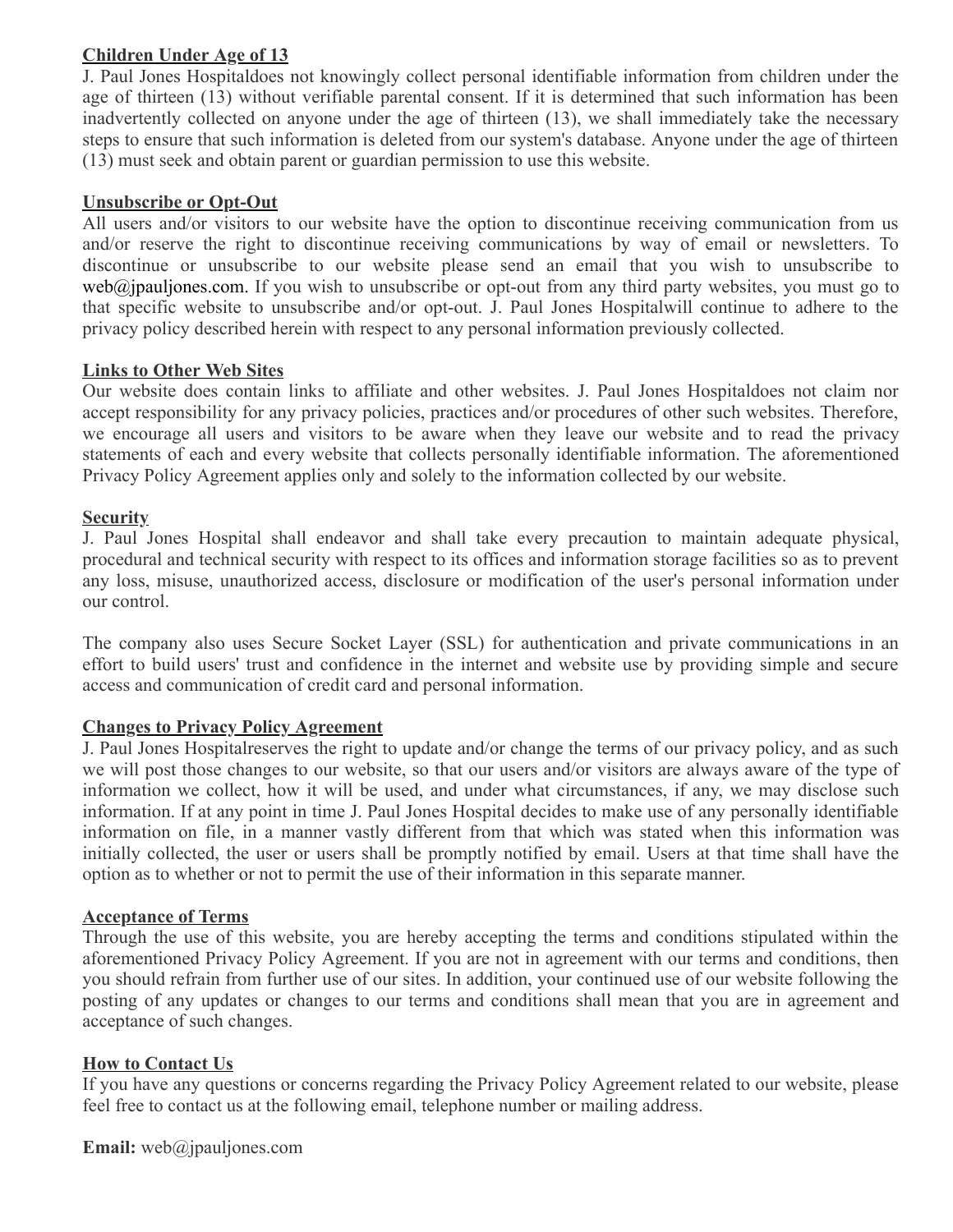## Children Under Age of 13

J. Paul Jones Hospitaldoes not knowingly collect personal identifiable information from children under the age of thirteen (13) without verifiable parental consent. If it is determined that such information has been inadvertently collected on anyone under the age of thirteen (13), we shall immediately take the necessary steps to ensure that such information is deleted from our system's database. Anyone under the age of thirteen (13) must seek and obtain parent or guardian permission to use this website.

## Unsubscribe or Opt-Out

All users and/or visitors to our website have the option to discontinue receiving communication from us and/or reserve the right to discontinue receiving communications by way of email or newsletters. To discontinue or unsubscribe to our website please send an email that you wish to unsubscribe to web@jpauljones.com. If you wish to unsubscribe or opt-out from any third party websites, you must go to that specific website to unsubscribe and/or opt-out. J. Paul Jones Hospitalwill continue to adhere to the privacy policy described herein with respect to any personal information previously collected.

## Links to Other Web Sites

Our website does contain links to affiliate and other websites. J. Paul Jones Hospitaldoes not claim nor accept responsibility for any privacy policies, practices and/or procedures of other such websites. Therefore, we encourage all users and visitors to be aware when they leave our website and to read the privacy statements of each and every website that collects personally identifiable information. The aforementioned Privacy Policy Agreement applies only and solely to the information collected by our website.

## Security

J. Paul Jones Hospital shall endeavor and shall take every precaution to maintain adequate physical, procedural and technical security with respect to its offices and information storage facilities so as to prevent any loss, misuse, unauthorized access, disclosure or modification of the user's personal information under our control.

The company also uses Secure Socket Layer (SSL) for authentication and private communications in an effort to build users' trust and confidence in the internet and website use by providing simple and secure access and communication of credit card and personal information.

## Changes to Privacy Policy Agreement

J. Paul Jones Hospitalreserves the right to update and/or change the terms of our privacy policy, and as such we will post those changes to our website, so that our users and/or visitors are always aware of the type of information we collect, how it will be used, and under what circumstances, if any, we may disclose such information. If at any point in time J. Paul Jones Hospital decides to make use of any personally identifiable information on file, in a manner vastly different from that which was stated when this information was initially collected, the user or users shall be promptly notified by email. Users at that time shall have the option as to whether or not to permit the use of their information in this separate manner.

## Acceptance of Terms

Through the use of this website, you are hereby accepting the terms and conditions stipulated within the aforementioned Privacy Policy Agreement. If you are not in agreement with our terms and conditions, then you should refrain from further use of our sites. In addition, your continued use of our website following the posting of any updates or changes to our terms and conditions shall mean that you are in agreement and acceptance of such changes.

## How to Contact Us

If you have any questions or concerns regarding the Privacy Policy Agreement related to our website, please feel free to contact us at the following email, telephone number or mailing address.

**Email:** web@jpauljones.com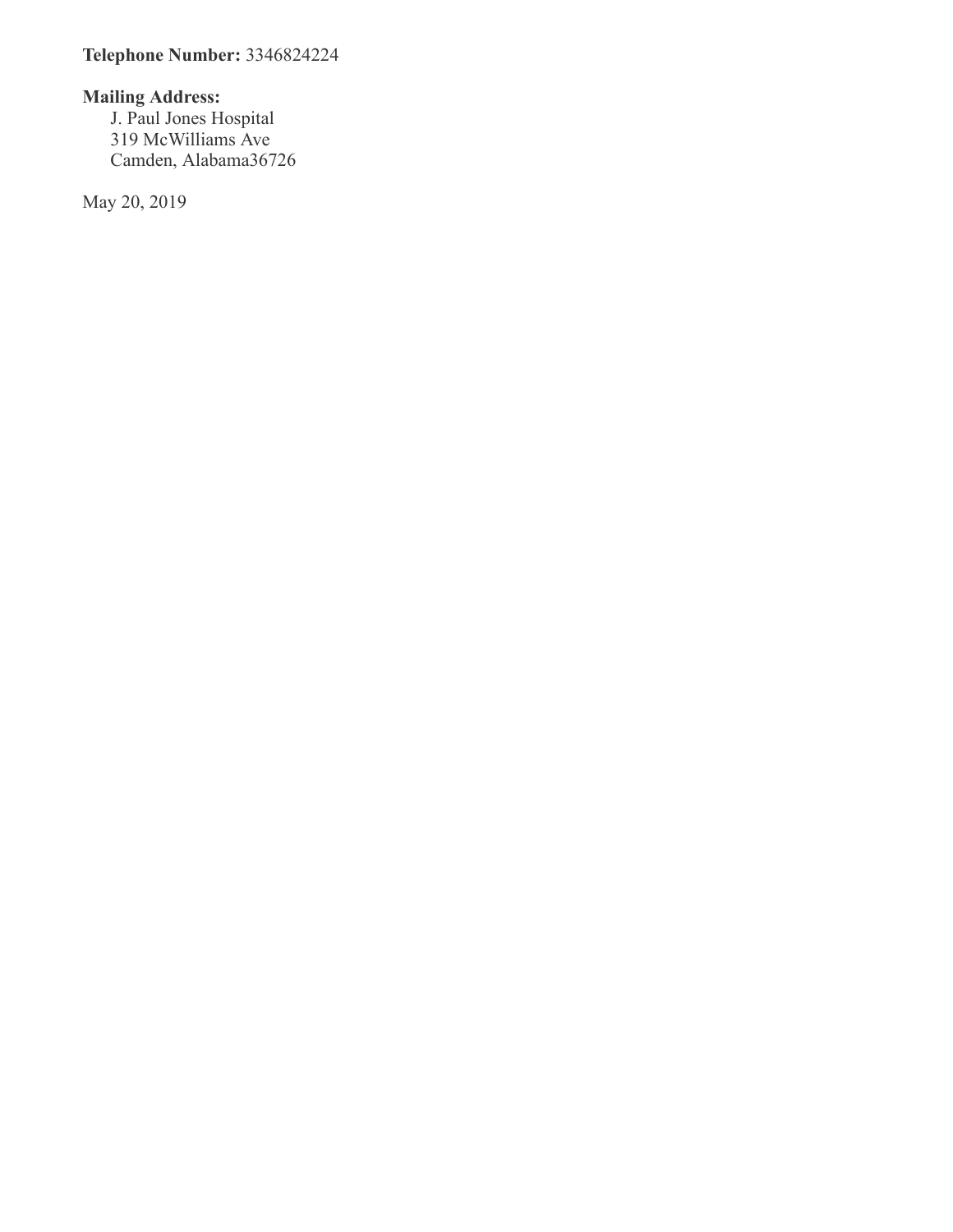**Telephone Number:** 3346824224

**Mailing Address:**

J. Paul Jones Hospital
319 McWilliams Ave
Camden, Alabama36726

May 20, 2019